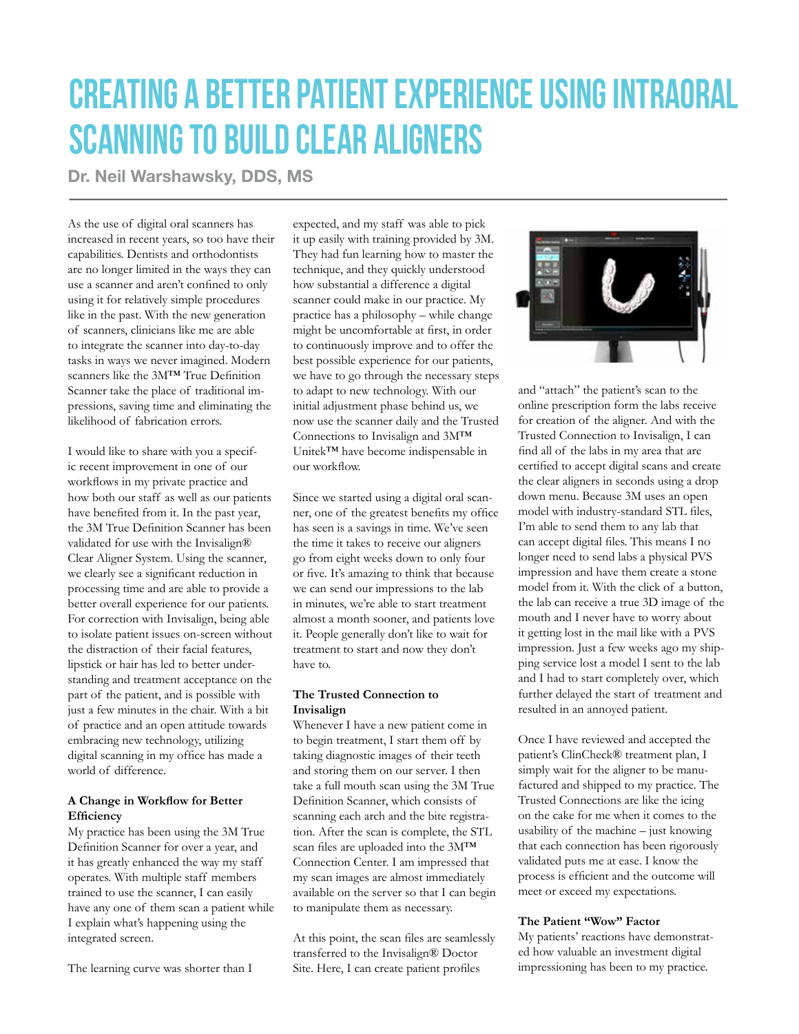# CREATING A BETTER PATIENT EXPERIENCE USING INTRAORAL SCANNING TO BUILD CLEAR ALIGNERS

**Dr. Neil Warshawsky, DDS, MS**

As the use of digital oral scanners has increased in recent years, so too have their capabilities. Dentists and orthodontists are no longer limited in the ways they can use a scanner and aren't confined to only using it for relatively simple procedures like in the past. With the new generation of scanners, clinicians like me are able to integrate the scanner into day-to-day tasks in ways we never imagined. Modern scanners like the 3M™ True Definition Scanner take the place of traditional impressions, saving time and eliminating the likelihood of fabrication errors.

I would like to share with you a specific recent improvement in one of our workflows in my private practice and how both our staff as well as our patients have benefited from it. In the past year, the 3M True Definition Scanner has been validated for use with the Invisalign® Clear Aligner System. Using the scanner, we clearly see a significant reduction in processing time and are able to provide a better overall experience for our patients. For correction with Invisalign, being able to isolate patient issues on-screen without the distraction of their facial features, lipstick or hair has led to better understanding and treatment acceptance on the part of the patient, and is possible with just a few minutes in the chair. With a bit of practice and an open attitude towards embracing new technology, utilizing digital scanning in my office has made a world of difference.

### A Change in Workflow for Better Efficiency

My practice has been using the 3M True Definition Scanner for over a year, and it has greatly enhanced the way my staff operates. With multiple staff members trained to use the scanner, I can easily have any one of them scan a patient while I explain what's happening using the integrated screen.

The learning curve was shorter than I expected, and my staff was able to pick it up easily with training provided by 3M. They had fun learning how to master the technique, and they quickly understood how substantial a difference a digital scanner could make in our practice. My practice has a philosophy – while change might be uncomfortable at first, in order to continuously improve and to offer the best possible experience for our patients, we have to go through the necessary steps to adapt to new technology. With our initial adjustment phase behind us, we now use the scanner daily and the Trusted Connections to Invisalign and 3M™ Unitek™ have become indispensable in our workflow.

Since we started using a digital oral scanner, one of the greatest benefits my office has seen is a savings in time. We've seen the time it takes to receive our aligners go from eight weeks down to only four or five. It's amazing to think that because we can send our impressions to the lab in minutes, we're able to start treatment almost a month sooner, and patients love it. People generally don't like to wait for treatment to start and now they don't have to.

### The Trusted Connection to Invisalign

Whenever I have a new patient come in to begin treatment, I start them off by taking diagnostic images of their teeth and storing them on our server. I then take a full mouth scan using the 3M True Definition Scanner, which consists of scanning each arch and the bite registration. After the scan is complete, the STL scan files are uploaded into the 3M™ Connection Center. I am impressed that my scan images are almost immediately available on the server so that I can begin to manipulate them as necessary.

At this point, the scan files are seamlessly transferred to the Invisalign® Doctor Site. Here, I can create patient profiles and "attach" the patient's scan to the online prescription form the labs receive for creation of the aligner. And with the Trusted Connection to Invisalign, I can find all of the labs in my area that are certified to accept digital scans and create the clear aligners in seconds using a drop down menu. Because 3M uses an open model with industry-standard STL files, I'm able to send them to any lab that can accept digital files. This means I no longer need to send labs a physical PVS impression and have them create a stone model from it. With the click of a button, the lab can receive a true 3D image of the mouth and I never have to worry about it getting lost in the mail like with a PVS impression. Just a few weeks ago my shipping service lost a model I sent to the lab and I had to start completely over, which further delayed the start of treatment and resulted in an annoyed patient.

Once I have reviewed and accepted the patient's ClinCheck® treatment plan, I simply wait for the aligner to be manufactured and shipped to my practice. The Trusted Connections are like the icing on the cake for me when it comes to the usability of the machine – just knowing that each connection has been rigorously validated puts me at ease. I know the process is efficient and the outcome will meet or exceed my expectations.

### The Patient "Wow" Factor

My patients' reactions have demonstrated how valuable an investment digital impressioning has been to my practice.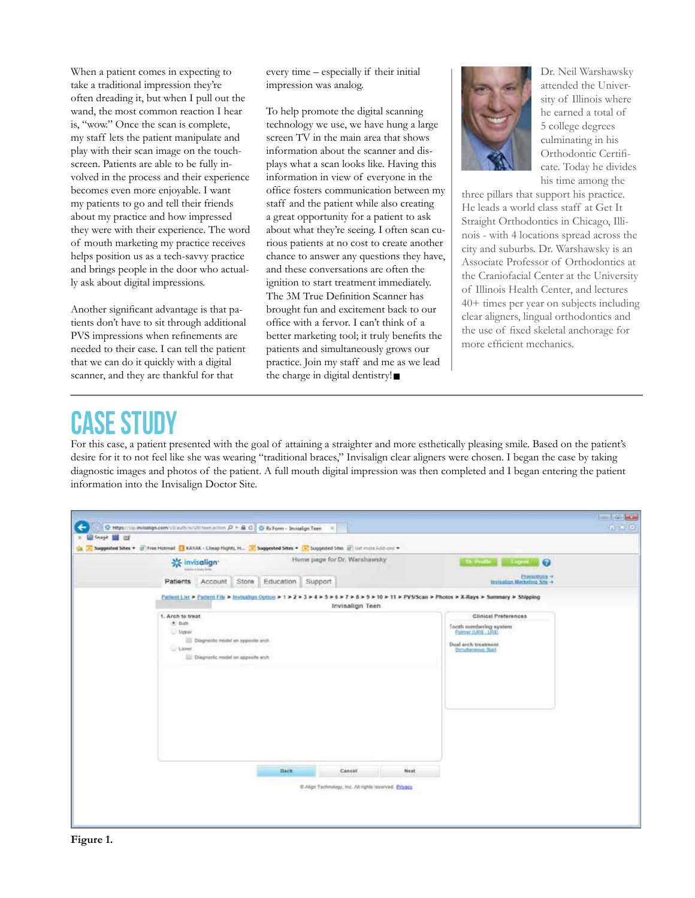When a patient comes in expecting to take a traditional impression they're often dreading it, but when I pull out the wand, the most common reaction I hear is, "wow." Once the scan is complete, my staff lets the patient manipulate and play with their scan image on the touchscreen. Patients are able to be fully involved in the process and their experience becomes even more enjoyable. I want my patients to go and tell their friends about my practice and how impressed they were with their experience. The word of mouth marketing my practice receives helps position us as a tech-savvy practice and brings people in the door who actually ask about digital impressions.

Another significant advantage is that patients don't have to sit through additional PVS impressions when refinements are needed to their case. I can tell the patient that we can do it quickly with a digital scanner, and they are thankful for that every time – especially if their initial impression was analog.

To help promote the digital scanning technology we use, we have hung a large screen TV in the main area that shows information about the scanner and displays what a scan looks like. Having this information in view of everyone in the office fosters communication between my staff and the patient while also creating a great opportunity for a patient to ask about what they're seeing. I often scan curious patients at no cost to create another chance to answer any questions they have, and these conversations are often the ignition to start treatment immediately. The 3M True Definition Scanner has brought fun and excitement back to our office with a fervor. I can't think of a better marketing tool; it truly benefits the patients and simultaneously grows our practice. Join my staff and me as we lead the charge in digital dentistry! ■

Dr. Neil Warshawsky attended the University of Illinois where he earned a total of 5 college degrees culminating in his Orthodontic Certificate. Today he divides his time among the three pillars that support his practice. He leads a world class staff at Get It Straight Orthodontics in Chicago, Illinois - with 4 locations spread across the city and suburbs. Dr. Warshawsky is an Associate Professor of Orthodontics at the Craniofacial Center at the University of Illinois Health Center, and lectures 40+ times per year on subjects including clear aligners, lingual orthodontics and the use of fixed skeletal anchorage for more efficient mechanics.

# CASE STUDY

For this case, a patient presented with the goal of attaining a straighter and more esthetically pleasing smile. Based on the patient's desire for it to not feel like she was wearing "traditional braces," Invisalign clear aligners were chosen. I began the case by taking diagnostic images and photos of the patient. A full mouth digital impression was then completed and I began entering the patient information into the Invisalign Doctor Site.

**Figure 1.**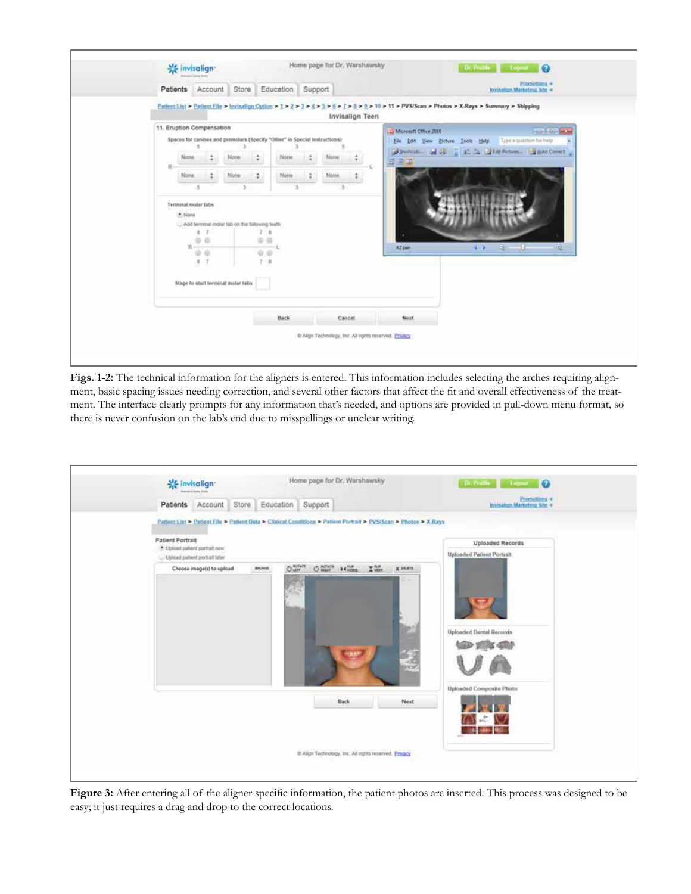**Figs. 1-2:** The technical information for the aligners is entered. This information includes selecting the arches requiring alignment, basic spacing issues needing correction, and several other factors that affect the fit and overall effectiveness of the treatment. The interface clearly prompts for any information that's needed, and options are provided in pull-down menu format, so there is never confusion on the lab's end due to misspellings or unclear writing.

**Figure 3:** After entering all of the aligner specific information, the patient photos are inserted. This process was designed to be easy; it just requires a drag and drop to the correct locations.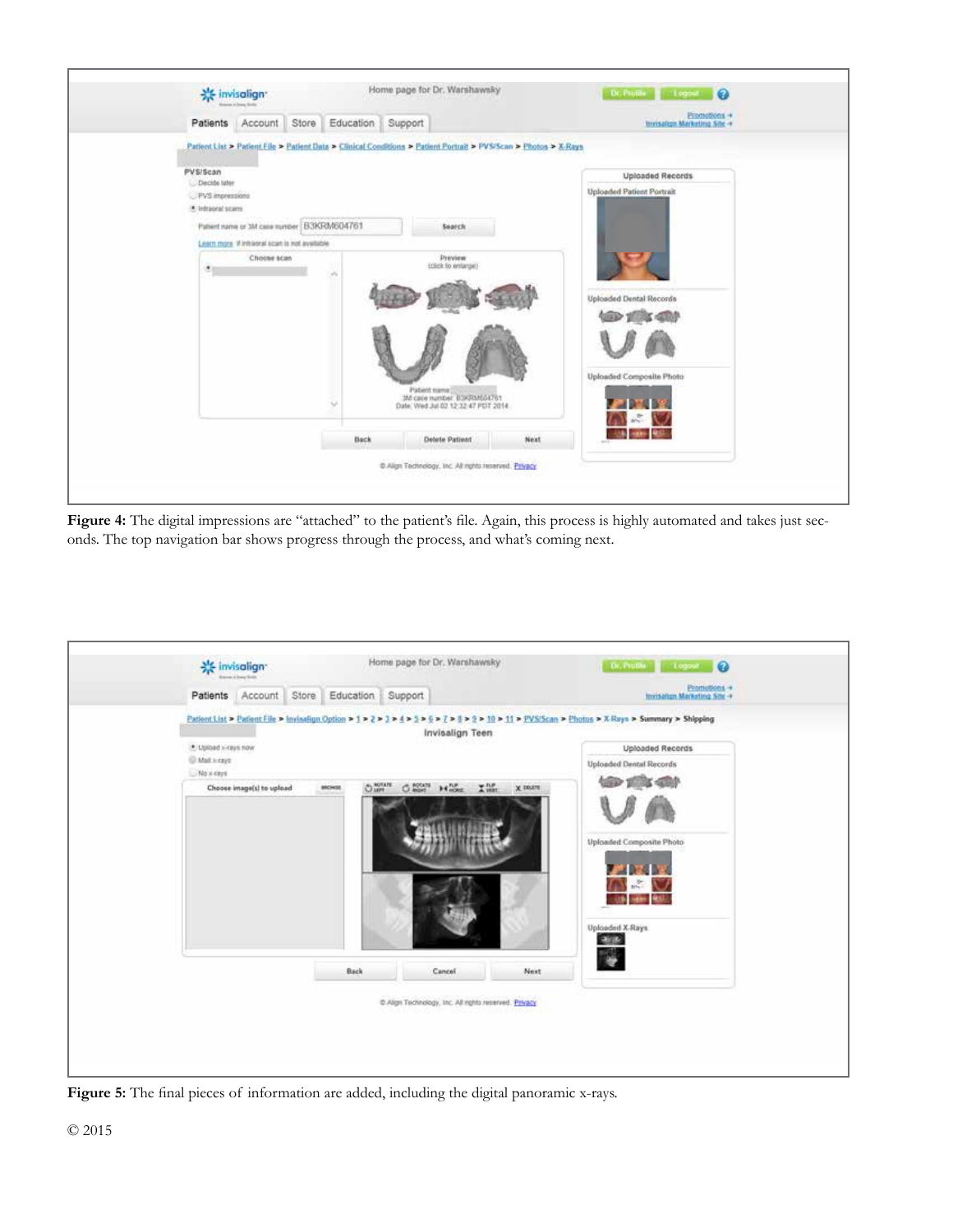**Figure 4:** The digital impressions are "attached" to the patient's file. Again, this process is highly automated and takes just seconds. The top navigation bar shows progress through the process, and what's coming next.

**Figure 5:** The final pieces of information are added, including the digital panoramic x-rays.

© 2015